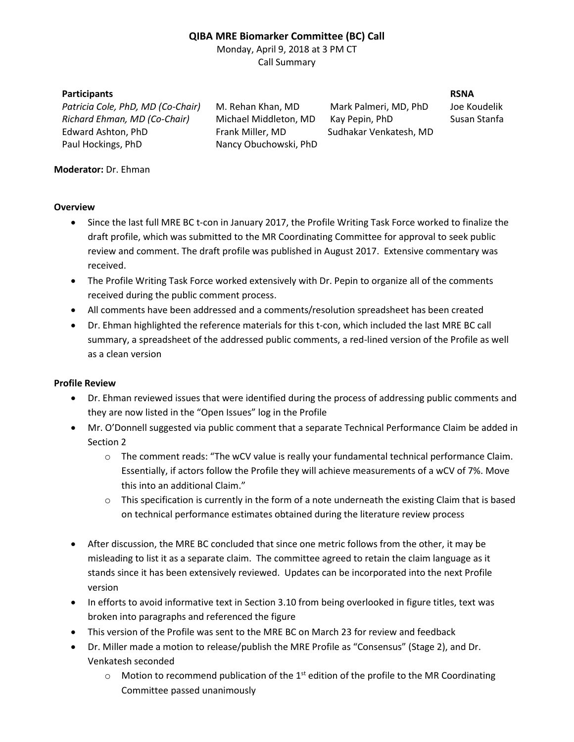# QIBA MRE Biomarker Committee (BC) Call

Monday, April 9, 2018 at 3 PM CT

Call Summary

| Participants | | | RSNA |
|---|---|---|---|
| *Patricia Cole, PhD, MD (Co-Chair)* | M. Rehan Khan, MD | Mark Palmeri, MD, PhD | Joe Koudelik |
| *Richard Ehman, MD (Co-Chair)* | Michael Middleton, MD | Kay Pepin, PhD | Susan Stanfa |
| Edward Ashton, PhD | Frank Miller, MD | Sudhakar Venkatesh, MD | |
| Paul Hockings, PhD | Nancy Obuchowski, PhD | | |

**Moderator:** Dr. Ehman

## Overview

- Since the last full MRE BC t-con in January 2017, the Profile Writing Task Force worked to finalize the draft profile, which was submitted to the MR Coordinating Committee for approval to seek public review and comment. The draft profile was published in August 2017. Extensive commentary was received.
- The Profile Writing Task Force worked extensively with Dr. Pepin to organize all of the comments received during the public comment process.
- All comments have been addressed and a comments/resolution spreadsheet has been created
- Dr. Ehman highlighted the reference materials for this t-con, which included the last MRE BC call summary, a spreadsheet of the addressed public comments, a red-lined version of the Profile as well as a clean version

## Profile Review

- Dr. Ehman reviewed issues that were identified during the process of addressing public comments and they are now listed in the "Open Issues" log in the Profile
- Mr. O'Donnell suggested via public comment that a separate Technical Performance Claim be added in Section 2
  - The comment reads: "The wCV value is really your fundamental technical performance Claim. Essentially, if actors follow the Profile they will achieve measurements of a wCV of 7%. Move this into an additional Claim."
  - This specification is currently in the form of a note underneath the existing Claim that is based on technical performance estimates obtained during the literature review process
- After discussion, the MRE BC concluded that since one metric follows from the other, it may be misleading to list it as a separate claim. The committee agreed to retain the claim language as it stands since it has been extensively reviewed. Updates can be incorporated into the next Profile version
- In efforts to avoid informative text in Section 3.10 from being overlooked in figure titles, text was broken into paragraphs and referenced the figure
- This version of the Profile was sent to the MRE BC on March 23 for review and feedback
- Dr. Miller made a motion to release/publish the MRE Profile as "Consensus" (Stage 2), and Dr. Venkatesh seconded
  - Motion to recommend publication of the 1st edition of the profile to the MR Coordinating Committee passed unanimously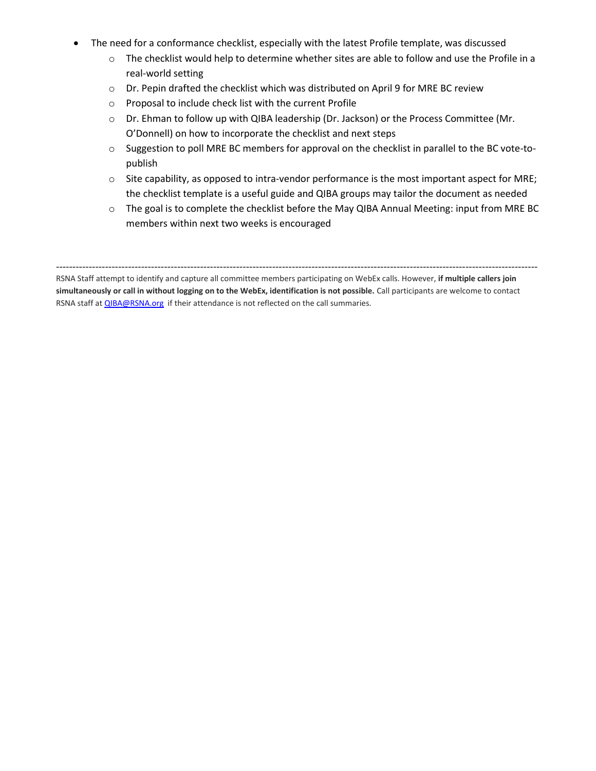- The need for a conformance checklist, especially with the latest Profile template, was discussed
  - The checklist would help to determine whether sites are able to follow and use the Profile in a real-world setting
  - Dr. Pepin drafted the checklist which was distributed on April 9 for MRE BC review
  - Proposal to include check list with the current Profile
  - Dr. Ehman to follow up with QIBA leadership (Dr. Jackson) or the Process Committee (Mr. O'Donnell) on how to incorporate the checklist and next steps
  - Suggestion to poll MRE BC members for approval on the checklist in parallel to the BC vote-to-publish
  - Site capability, as opposed to intra-vendor performance is the most important aspect for MRE; the checklist template is a useful guide and QIBA groups may tailor the document as needed
  - The goal is to complete the checklist before the May QIBA Annual Meeting: input from MRE BC members within next two weeks is encouraged

---

RSNA Staff attempt to identify and capture all committee members participating on WebEx calls. However, **if multiple callers join simultaneously or call in without logging on to the WebEx, identification is not possible.** Call participants are welcome to contact RSNA staff at [QIBA@RSNA.org](mailto:QIBA@RSNA.org) if their attendance is not reflected on the call summaries.